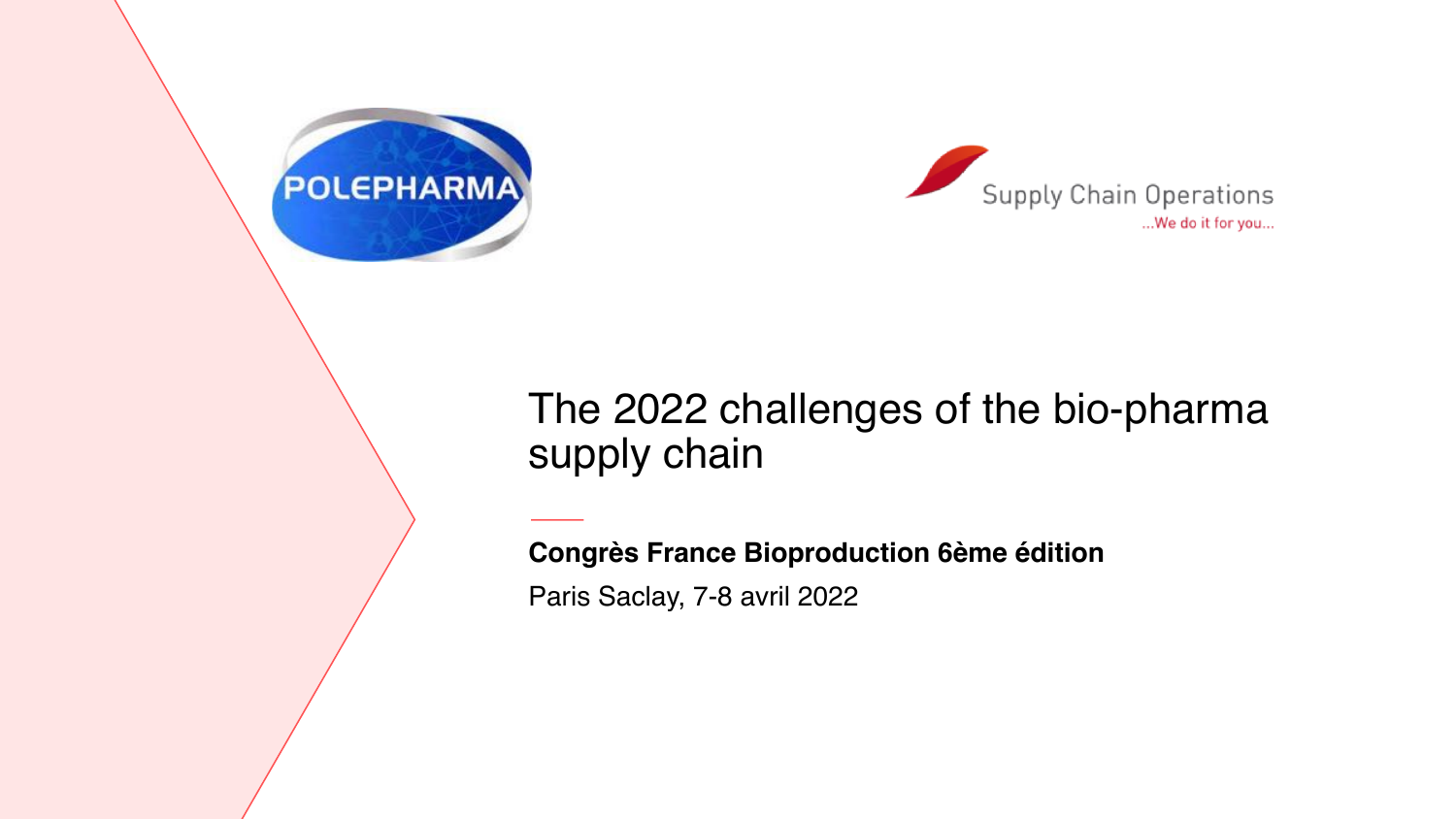POLEPHARMA

Supply Chain Operations
...We do it for you...

# The 2022 challenges of the bio-pharma supply chain

**Congrès France Bioproduction 6ème édition**

Paris Saclay, 7-8 avril 2022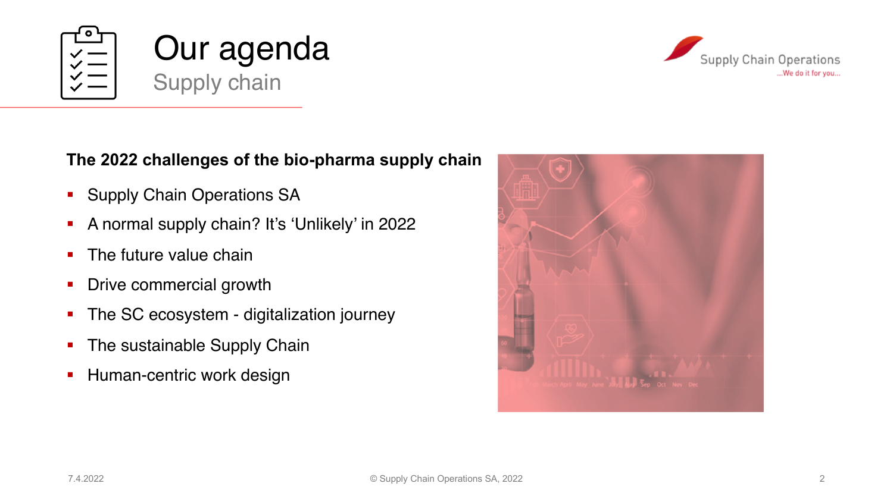# Our agenda

## Supply chain

**The 2022 challenges of the bio-pharma supply chain**

- Supply Chain Operations SA
- A normal supply chain? It's 'Unlikely' in 2022
- The future value chain
- Drive commercial growth
- The SC ecosystem - digitalization journey
- The sustainable Supply Chain
- Human-centric work design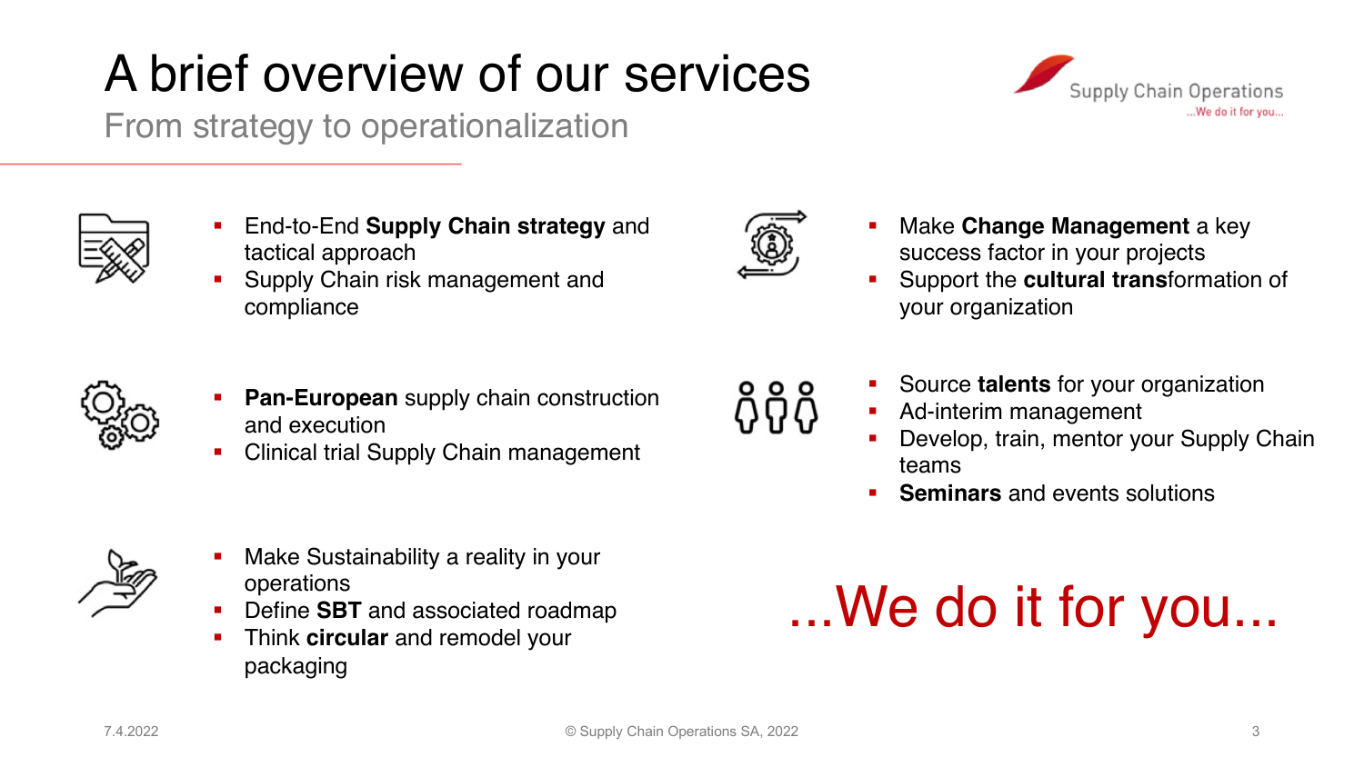# A brief overview of our services

## From strategy to operationalization

- End-to-End **Supply Chain strategy** and tactical approach
- Supply Chain risk management and compliance

- Make **Change Management** a key success factor in your projects
- Support the **cultural trans**formation of your organization

- **Pan-European** supply chain construction and execution
- Clinical trial Supply Chain management

- Source **talents** for your organization
- Ad-interim management
- Develop, train, mentor your Supply Chain teams
- **Seminars** and events solutions

- Make Sustainability a reality in your operations
- Define **SBT** and associated roadmap
- Think **circular** and remodel your packaging

...We do it for you...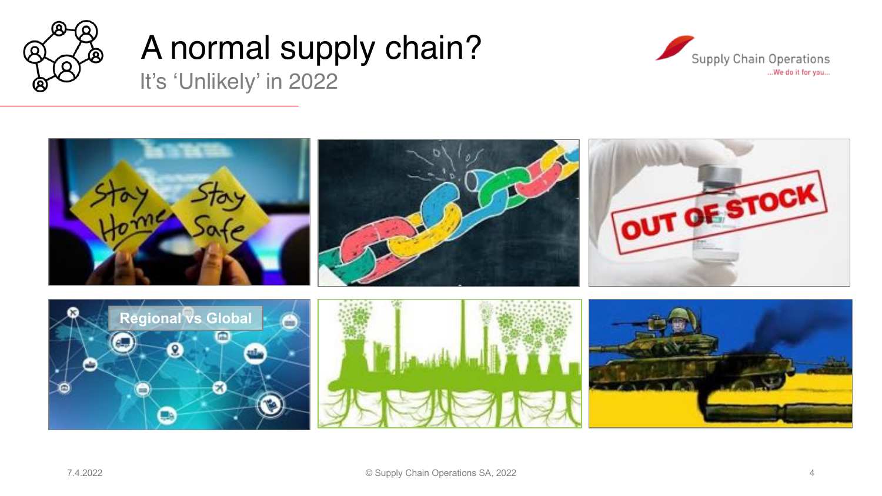# A normal supply chain?

## It's 'Unlikely' in 2022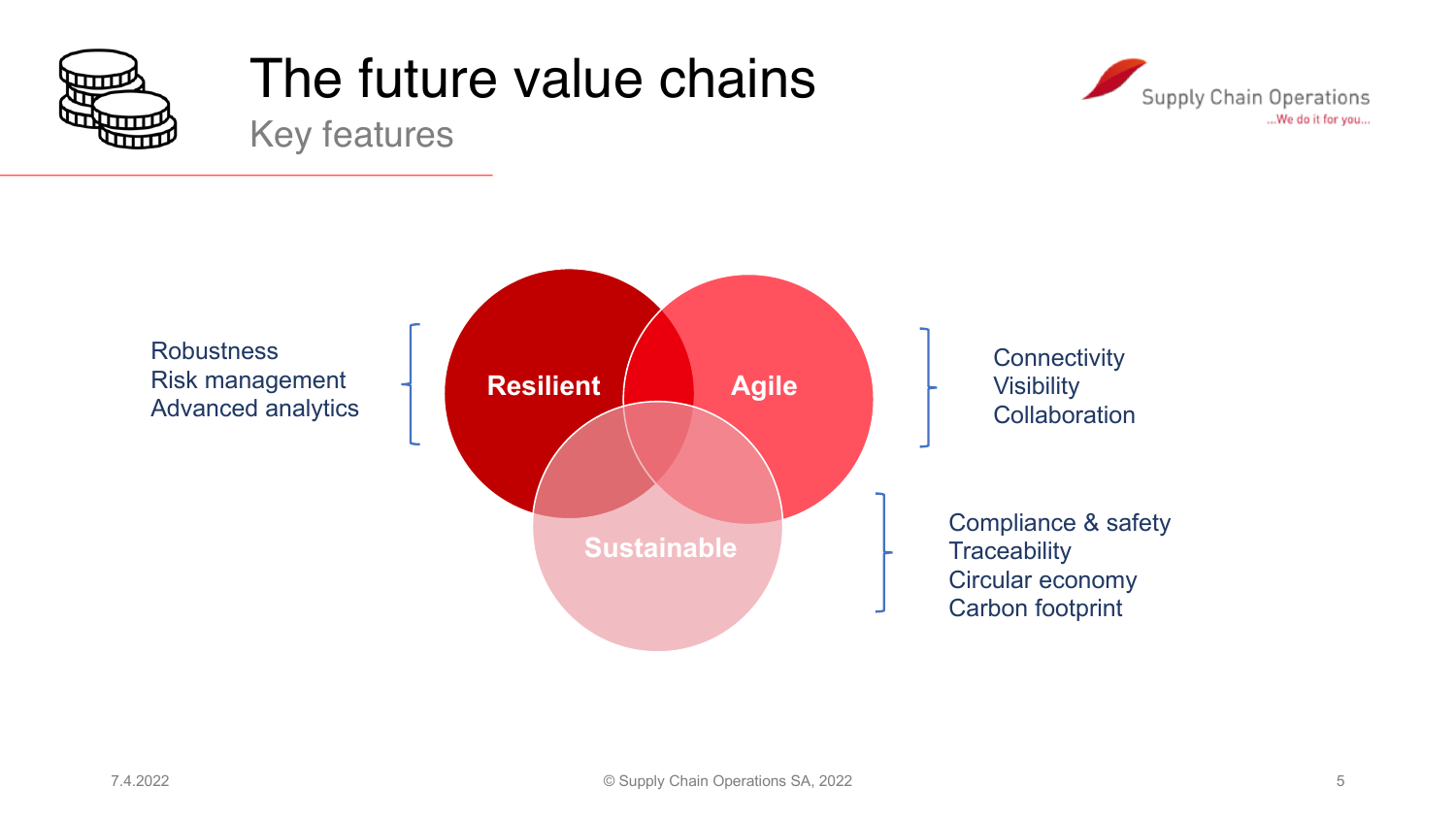# The future value chains

## Key features

**Resilient**
- Robustness
- Risk management
- Advanced analytics

**Agile**
- Connectivity
- Visibility
- Collaboration

**Sustainable**
- Compliance & safety
- Traceability
- Circular economy
- Carbon footprint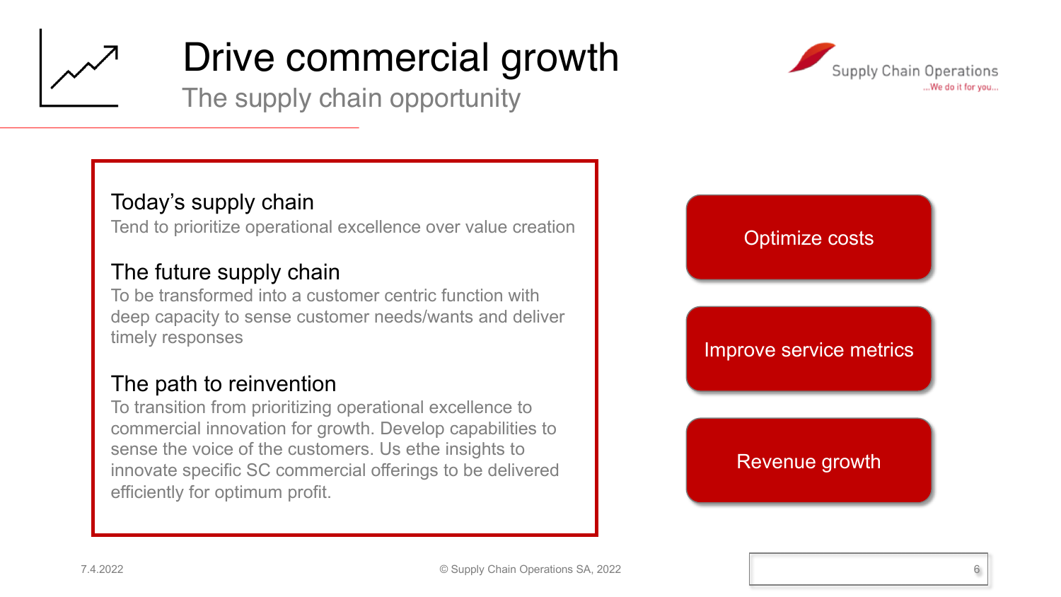# Drive commercial growth

## The supply chain opportunity

### Today's supply chain

Tend to prioritize operational excellence over value creation

### The future supply chain

To be transformed into a customer centric function with deep capacity to sense customer needs/wants and deliver timely responses

### The path to reinvention

To transition from prioritizing operational excellence to commercial innovation for growth. Develop capabilities to sense the voice of the customers. Us ethe insights to innovate specific SC commercial offerings to be delivered efficiently for optimum profit.

- Optimize costs
- Improve service metrics
- Revenue growth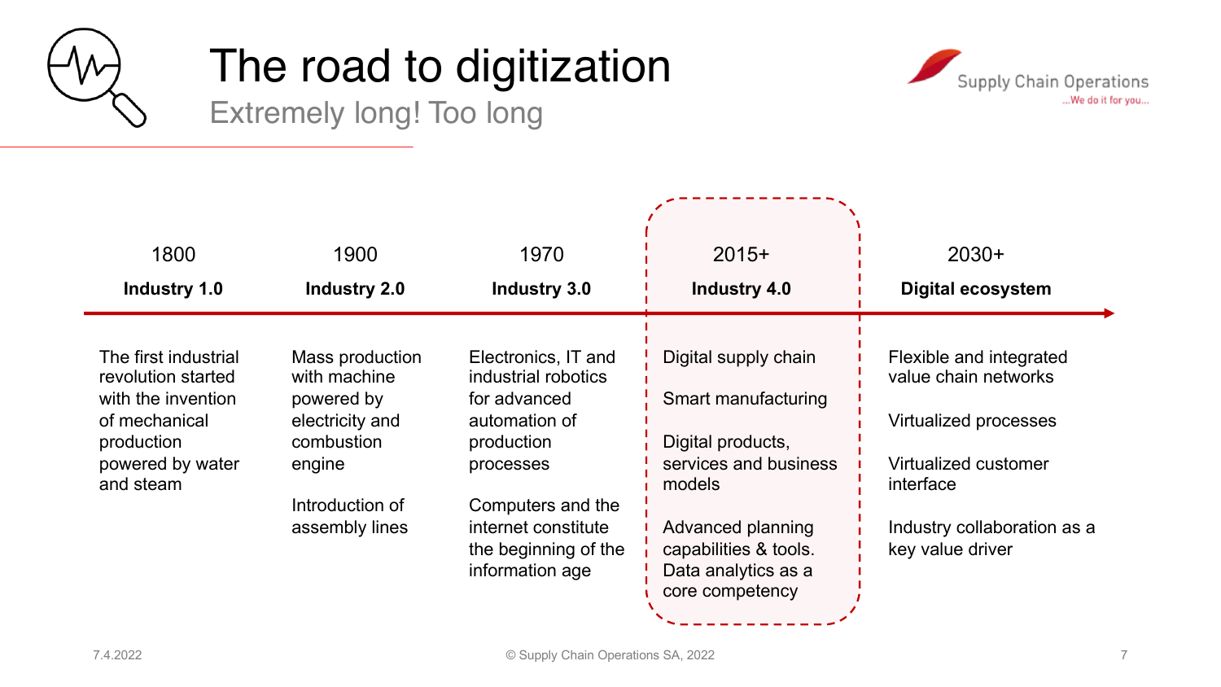# The road to digitization

## Extremely long! Too long

| 1800 | 1900 | 1970 | 2015+ | 2030+ |
|---|---|---|---|---|
| **Industry 1.0** | **Industry 2.0** | **Industry 3.0** | **Industry 4.0** | **Digital ecosystem** |
| The first industrial revolution started with the invention of mechanical production powered by water and steam | Mass production with machine powered by electricity and combustion engine<br><br>Introduction of assembly lines | Electronics, IT and industrial robotics for advanced automation of production processes<br><br>Computers and the internet constitute the beginning of the information age | Digital supply chain<br><br>Smart manufacturing<br><br>Digital products, services and business models<br><br>Advanced planning capabilities & tools. Data analytics as a core competency | Flexible and integrated value chain networks<br><br>Virtualized processes<br><br>Virtualized customer interface<br><br>Industry collaboration as a key value driver |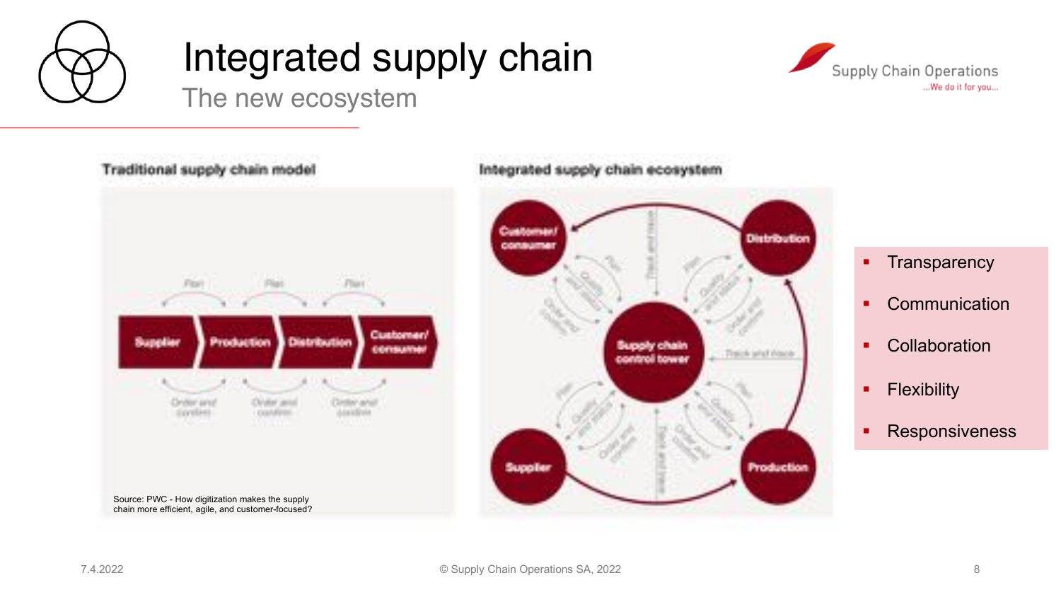# Integrated supply chain

## The new ecosystem

**Traditional supply chain model**

Plan — Plan — Plan

Supplier → Production → Distribution → Customer/ consumer

Order and confirm — Order and confirm — Order and confirm

Source: PWC - How digitization makes the supply chain more efficient, agile, and customer-focused?

**Integrated supply chain ecosystem**

Customer/ consumer — Distribution — Supply chain control tower — Supplier — Production

Plan — Quality and status — Order and confirm — Track and trace

- Transparency
- Communication
- Collaboration
- Flexibility
- Responsiveness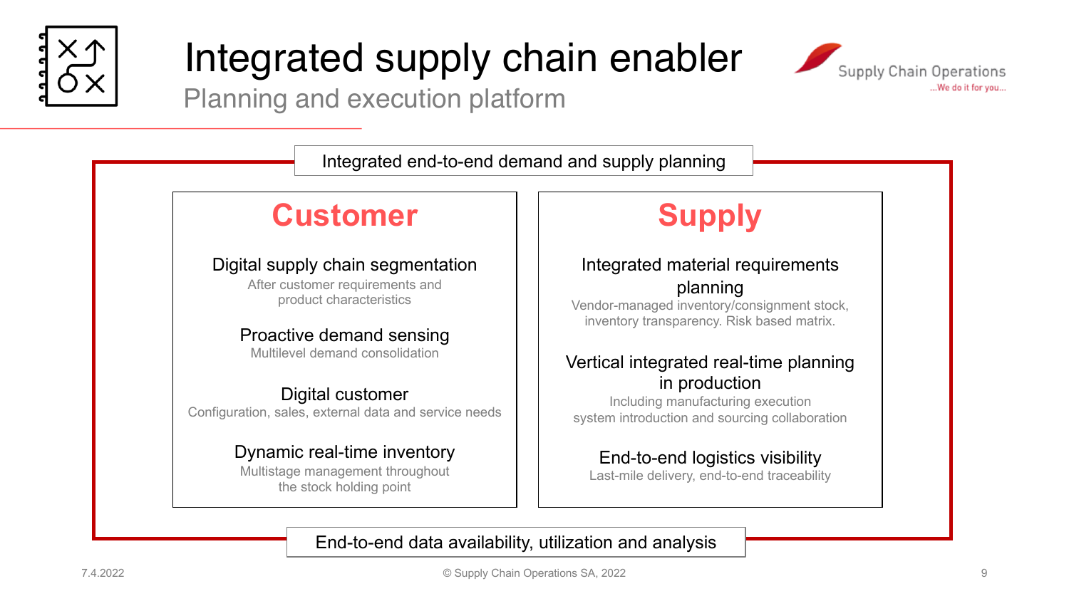# Integrated supply chain enabler

## Planning and execution platform

**Integrated end-to-end demand and supply planning**

### Customer

**Digital supply chain segmentation**
After customer requirements and product characteristics

**Proactive demand sensing**
Multilevel demand consolidation

**Digital customer**
Configuration, sales, external data and service needs

**Dynamic real-time inventory**
Multistage management throughout the stock holding point

### Supply

**Integrated material requirements planning**
Vendor-managed inventory/consignment stock, inventory transparency. Risk based matrix.

**Vertical integrated real-time planning in production**
Including manufacturing execution system introduction and sourcing collaboration

**End-to-end logistics visibility**
Last-mile delivery, end-to-end traceability

**End-to-end data availability, utilization and analysis**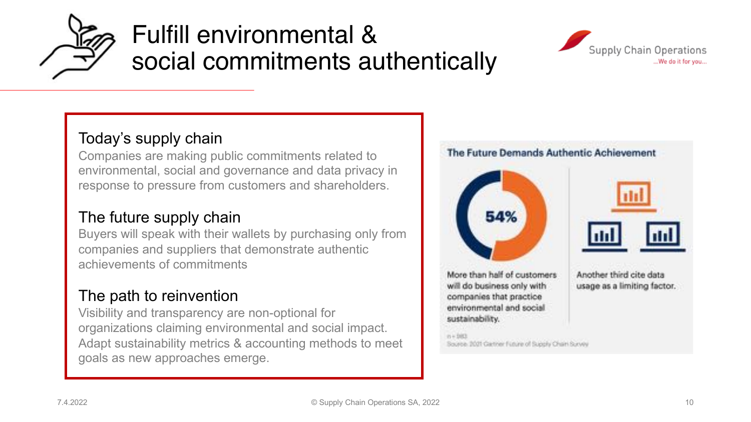# Fulfill environmental & social commitments authentically

## Today's supply chain

Companies are making public commitments related to environmental, social and governance and data privacy in response to pressure from customers and shareholders.

## The future supply chain

Buyers will speak with their wallets by purchasing only from companies and suppliers that demonstrate authentic achievements of commitments

## The path to reinvention

Visibility and transparency are non-optional for organizations claiming environmental and social impact. Adapt sustainability metrics & accounting methods to meet goals as new approaches emerge.

**The Future Demands Authentic Achievement**

54%

More than half of customers will do business only with companies that practice environmental and social sustainability.

Another third cite data usage as a limiting factor.

n = 583
Source: 2021 Gartner Future of Supply Chain Survey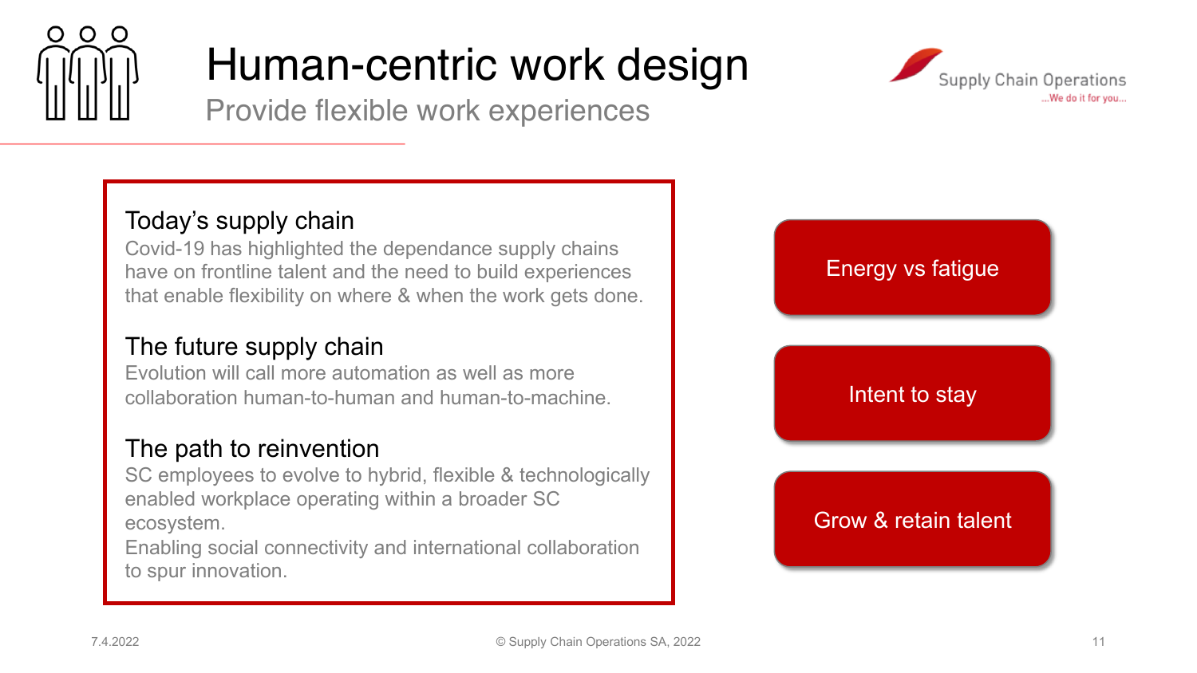# Human-centric work design

Provide flexible work experiences

Supply Chain Operations
...We do it for you...

### Today's supply chain

Covid-19 has highlighted the dependance supply chains have on frontline talent and the need to build experiences that enable flexibility on where & when the work gets done.

### The future supply chain

Evolution will call more automation as well as more collaboration human-to-human and human-to-machine.

### The path to reinvention

SC employees to evolve to hybrid, flexible & technologically enabled workplace operating within a broader SC ecosystem.

Enabling social connectivity and international collaboration to spur innovation.

- Energy vs fatigue
- Intent to stay
- Grow & retain talent

7.4.2022

© Supply Chain Operations SA, 2022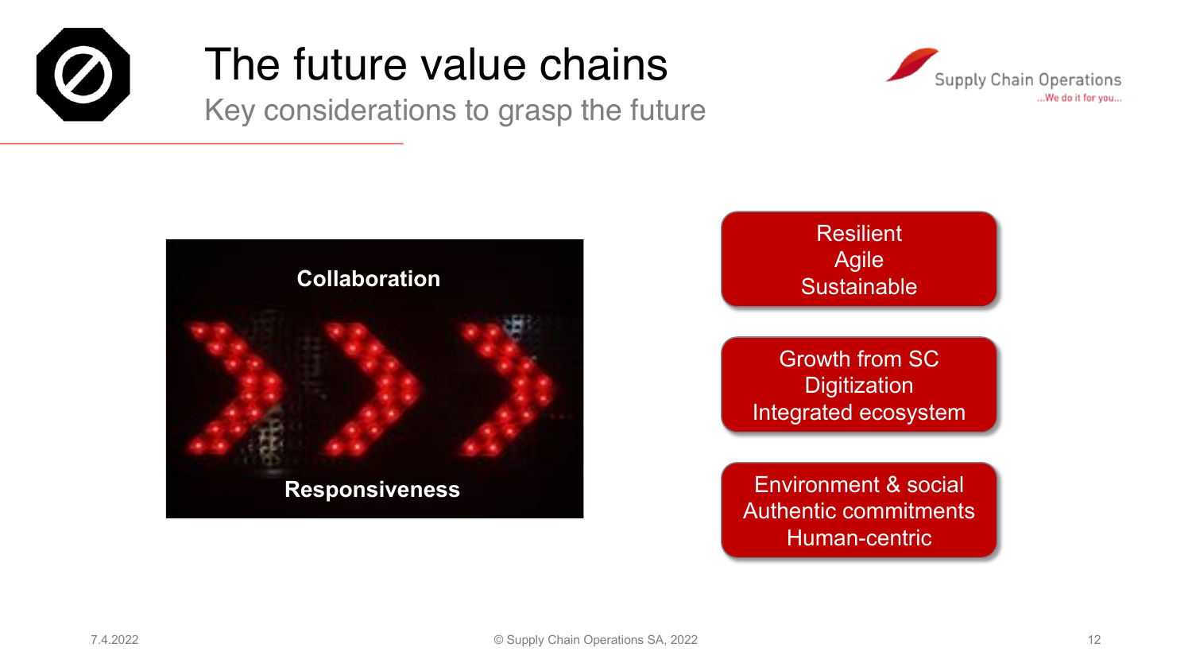# The future value chains

## Key considerations to grasp the future

**Collaboration**

**Responsiveness**

Resilient
Agile
Sustainable

Growth from SC
Digitization
Integrated ecosystem

Environment & social
Authentic commitments
Human-centric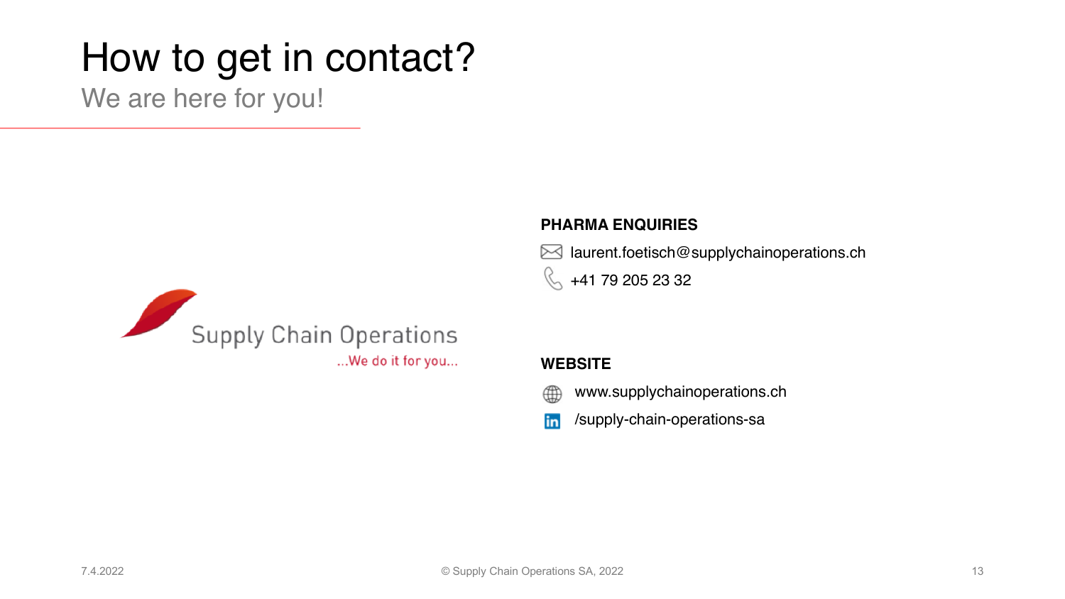# How to get in contact?

We are here for you!

Supply Chain Operations

...We do it for you...

**PHARMA ENQUIRIES**

laurent.foetisch@supplychainoperations.ch

+41 79 205 23 32

**WEBSITE**

www.supplychainoperations.ch

/supply-chain-operations-sa

7.4.2022

© Supply Chain Operations SA, 2022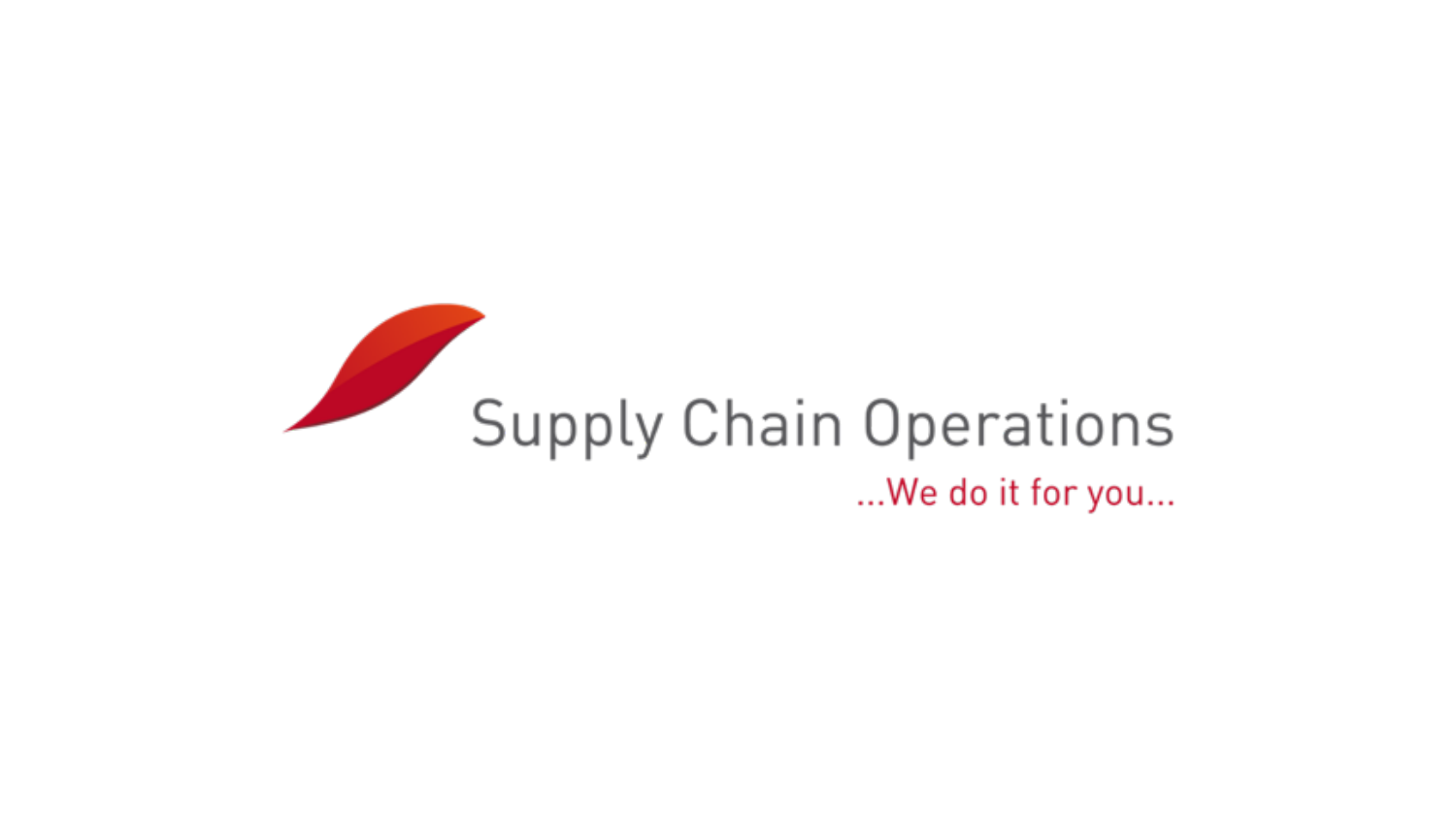Supply Chain Operations

...We do it for you...